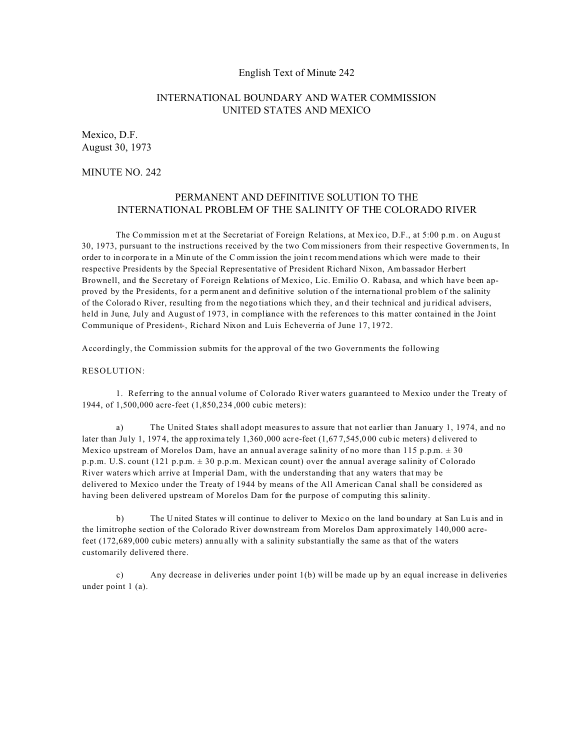English Text of Minute 242

# INTERNATIONAL BOUNDARY AND WATER COMMISSION
# UNITED STATES AND MEXICO

Mexico, D.F.
August 30, 1973

MINUTE NO. 242

## PERMANENT AND DEFINITIVE SOLUTION TO THE INTERNATIONAL PROBLEM OF THE SALINITY OF THE COLORADO RIVER

The Commission met at the Secretariat of Foreign Relations, at Mexico, D.F., at 5:00 p.m. on August 30, 1973, pursuant to the instructions received by the two Commissioners from their respective Governments, In order to incorporate in a Minute of the Commission the joint recommendations which were made to their respective Presidents by the Special Representative of President Richard Nixon, Ambassador Herbert Brownell, and the Secretary of Foreign Relations of Mexico, Lic. Emilio O. Rabasa, and which have been approved by the Presidents, for a permanent and definitive solution of the international problem of the salinity of the Colorado River, resulting from the negotiations which they, and their technical and juridical advisers, held in June, July and August of 1973, in compliance with the references to this matter contained in the Joint Communique of President-, Richard Nixon and Luis Echeverria of June 17, 1972.

Accordingly, the Commission submits for the approval of the two Governments the following

RESOLUTION:

1. Referring to the annual volume of Colorado River waters guaranteed to Mexico under the Treaty of 1944, of 1,500,000 acre-feet (1,850,234,000 cubic meters):

a) The United States shall adopt measures to assure that not earlier than January 1, 1974, and no later than July 1, 1974, the approximately 1,360,000 acre-feet (1,677,545,000 cubic meters) delivered to Mexico upstream of Morelos Dam, have an annual average salinity of no more than 115 p.p.m. ± 30 p.p.m. U.S. count (121 p.p.m. ± 30 p.p.m. Mexican count) over the annual average salinity of Colorado River waters which arrive at Imperial Dam, with the understanding that any waters that may be delivered to Mexico under the Treaty of 1944 by means of the All American Canal shall be considered as having been delivered upstream of Morelos Dam for the purpose of computing this salinity.

b) The United States will continue to deliver to Mexico on the land boundary at San Luis and in the limitrophe section of the Colorado River downstream from Morelos Dam approximately 140,000 acre-feet (172,689,000 cubic meters) annually with a salinity substantially the same as that of the waters customarily delivered there.

c) Any decrease in deliveries under point 1(b) will be made up by an equal increase in deliveries under point 1 (a).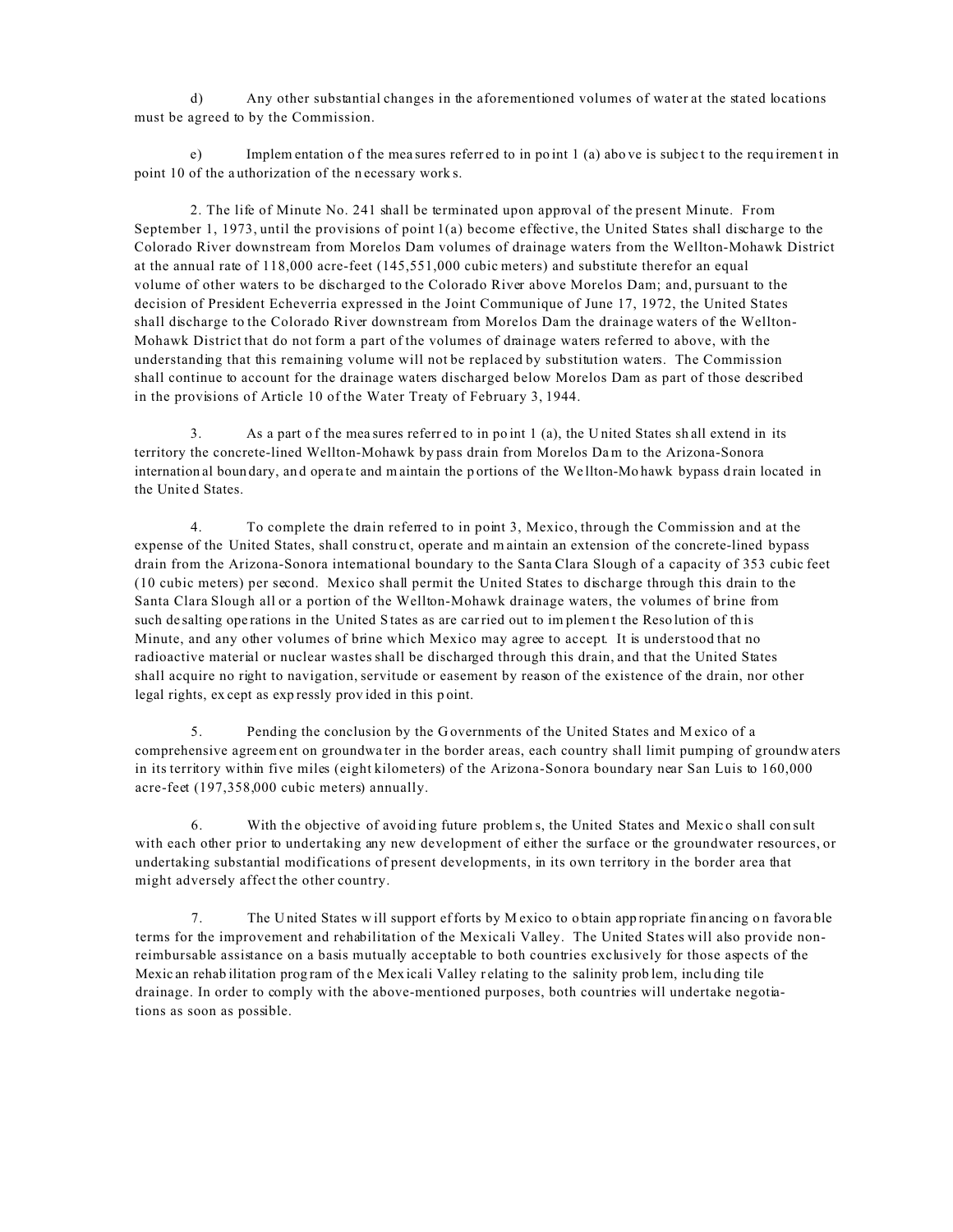d) Any other substantial changes in the aforementioned volumes of water at the stated locations must be agreed to by the Commission.

e) Implementation of the measures referred to in point 1 (a) above is subject to the requirement in point 10 of the authorization of the necessary works.

2. The life of Minute No. 241 shall be terminated upon approval of the present Minute. From September 1, 1973, until the provisions of point 1(a) become effective, the United States shall discharge to the Colorado River downstream from Morelos Dam volumes of drainage waters from the Wellton-Mohawk District at the annual rate of 118,000 acre-feet (145,551,000 cubic meters) and substitute therefor an equal volume of other waters to be discharged to the Colorado River above Morelos Dam; and, pursuant to the decision of President Echeverria expressed in the Joint Communique of June 17, 1972, the United States shall discharge to the Colorado River downstream from Morelos Dam the drainage waters of the Wellton-Mohawk District that do not form a part of the volumes of drainage waters referred to above, with the understanding that this remaining volume will not be replaced by substitution waters. The Commission shall continue to account for the drainage waters discharged below Morelos Dam as part of those described in the provisions of Article 10 of the Water Treaty of February 3, 1944.

3. As a part of the measures referred to in point 1 (a), the United States shall extend in its territory the concrete-lined Wellton-Mohawk bypass drain from Morelos Dam to the Arizona-Sonora international boundary, and operate and maintain the portions of the Wellton-Mohawk bypass drain located in the United States.

4. To complete the drain referred to in point 3, Mexico, through the Commission and at the expense of the United States, shall construct, operate and maintain an extension of the concrete-lined bypass drain from the Arizona-Sonora international boundary to the Santa Clara Slough of a capacity of 353 cubic feet (10 cubic meters) per second. Mexico shall permit the United States to discharge through this drain to the Santa Clara Slough all or a portion of the Wellton-Mohawk drainage waters, the volumes of brine from such desalting operations in the United States as are carried out to implement the Resolution of this Minute, and any other volumes of brine which Mexico may agree to accept. It is understood that no radioactive material or nuclear wastes shall be discharged through this drain, and that the United States shall acquire no right to navigation, servitude or easement by reason of the existence of the drain, nor other legal rights, except as expressly provided in this point.

5. Pending the conclusion by the Governments of the United States and Mexico of a comprehensive agreement on groundwater in the border areas, each country shall limit pumping of groundwaters in its territory within five miles (eight kilometers) of the Arizona-Sonora boundary near San Luis to 160,000 acre-feet (197,358,000 cubic meters) annually.

6. With the objective of avoiding future problems, the United States and Mexico shall consult with each other prior to undertaking any new development of either the surface or the groundwater resources, or undertaking substantial modifications of present developments, in its own territory in the border area that might adversely affect the other country.

7. The United States will support efforts by Mexico to obtain appropriate financing on favorable terms for the improvement and rehabilitation of the Mexicali Valley. The United States will also provide non-reimbursable assistance on a basis mutually acceptable to both countries exclusively for those aspects of the Mexican rehabilitation program of the Mexicali Valley relating to the salinity problem, including tile drainage. In order to comply with the above-mentioned purposes, both countries will undertake negotiations as soon as possible.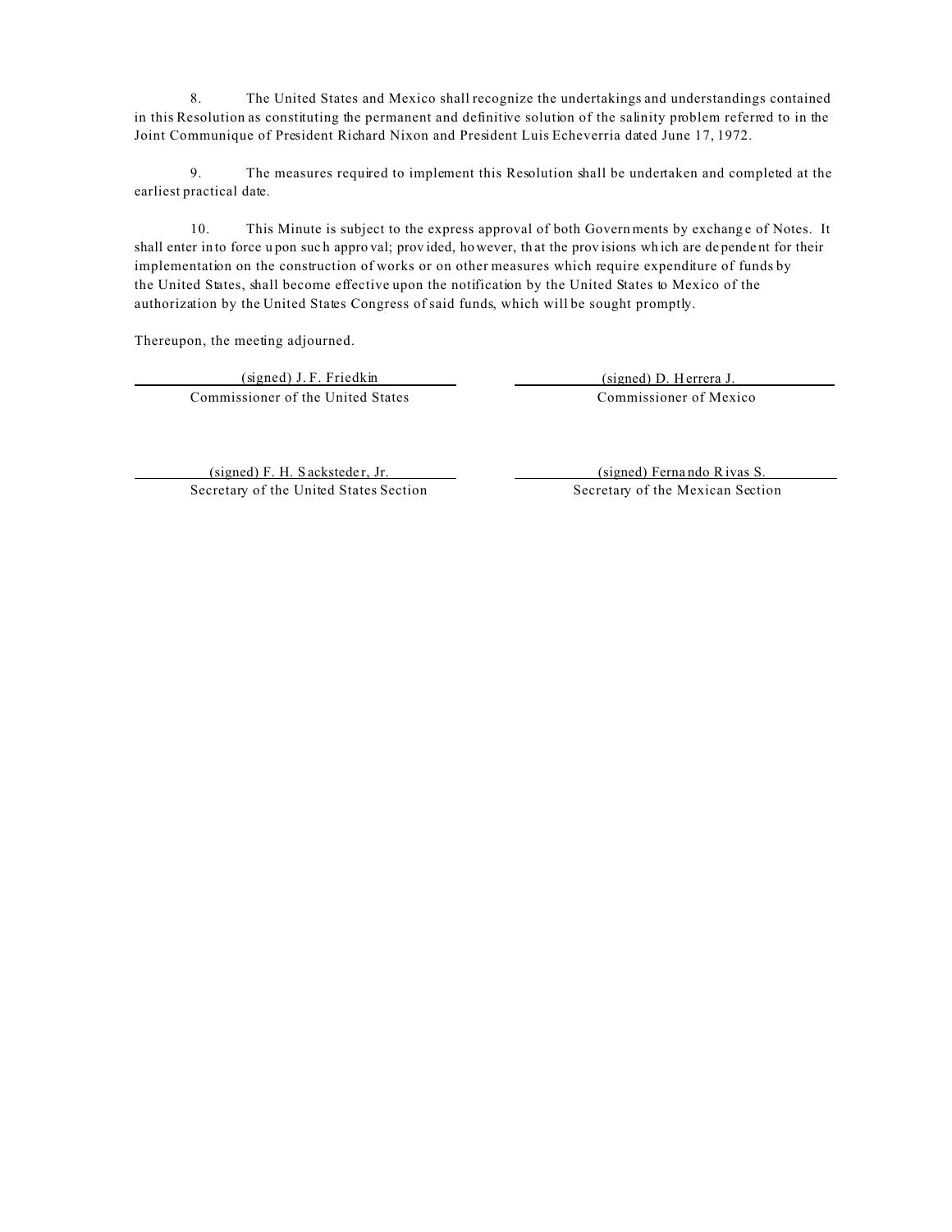8. The United States and Mexico shall recognize the undertakings and understandings contained in this Resolution as constituting the permanent and definitive solution of the salinity problem referred to in the Joint Communique of President Richard Nixon and President Luis Echeverria dated June 17, 1972.

9. The measures required to implement this Resolution shall be undertaken and completed at the earliest practical date.

10. This Minute is subject to the express approval of both Governments by exchange of Notes. It shall enter into force upon such approval; provided, however, that the provisions which are dependent for their implementation on the construction of works or on other measures which require expenditure of funds by the United States, shall become effective upon the notification by the United States to Mexico of the authorization by the United States Congress of said funds, which will be sought promptly.

Thereupon, the meeting adjourned.

| | |
|---|---|
| (signed) J. F. Friedkin | (signed) D. Herrera J. |
| Commissioner of the United States | Commissioner of Mexico |
| (signed) F. H. Sacksteder, Jr. | (signed) Fernando Rivas S. |
| Secretary of the United States Section | Secretary of the Mexican Section |